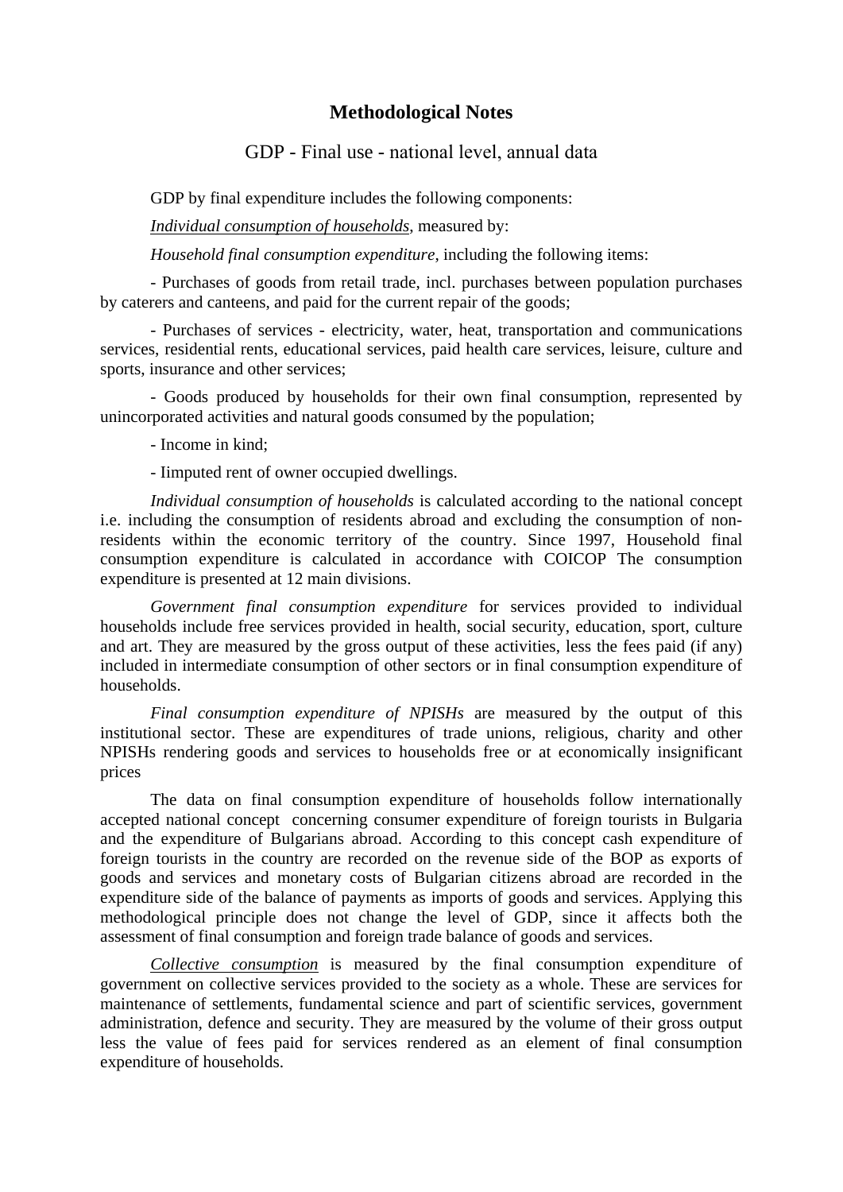# Methodological Notes

## GDP - Final use - national level, annual data

GDP by final expenditure includes the following components:

<u>*Individual consumption of households*</u>, measured by:

*Household final consumption expenditure*, including the following items:

- Purchases of goods from retail trade, incl. purchases between population purchases by caterers and canteens, and paid for the current repair of the goods;

- Purchases of services - electricity, water, heat, transportation and communications services, residential rents, educational services, paid health care services, leisure, culture and sports, insurance and other services;

- Goods produced by households for their own final consumption, represented by unincorporated activities and natural goods consumed by the population;

- Income in kind;

- Iimputed rent of owner occupied dwellings.

*Individual consumption of households* is calculated according to the national concept i.e. including the consumption of residents abroad and excluding the consumption of non-residents within the economic territory of the country. Since 1997, Household final consumption expenditure is calculated in accordance with COICOP The consumption expenditure is presented at 12 main divisions.

*Government final consumption expenditure* for services provided to individual households include free services provided in health, social security, education, sport, culture and art. They are measured by the gross output of these activities, less the fees paid (if any) included in intermediate consumption of other sectors or in final consumption expenditure of households.

*Final consumption expenditure of NPISHs* are measured by the output of this institutional sector. These are expenditures of trade unions, religious, charity and other NPISHs rendering goods and services to households free or at economically insignificant prices

The data on final consumption expenditure of households follow internationally accepted national concept concerning consumer expenditure of foreign tourists in Bulgaria and the expenditure of Bulgarians abroad. According to this concept cash expenditure of foreign tourists in the country are recorded on the revenue side of the BOP as exports of goods and services and monetary costs of Bulgarian citizens abroad are recorded in the expenditure side of the balance of payments as imports of goods and services. Applying this methodological principle does not change the level of GDP, since it affects both the assessment of final consumption and foreign trade balance of goods and services.

<u>*Collective consumption*</u> is measured by the final consumption expenditure of government on collective services provided to the society as a whole. These are services for maintenance of settlements, fundamental science and part of scientific services, government administration, defence and security. They are measured by the volume of their gross output less the value of fees paid for services rendered as an element of final consumption expenditure of households.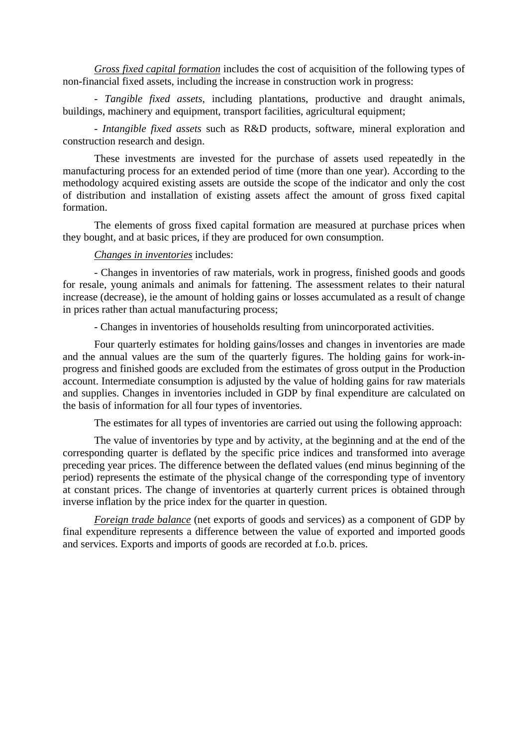*Gross fixed capital formation* includes the cost of acquisition of the following types of non-financial fixed assets, including the increase in construction work in progress:

- *Tangible fixed assets*, including plantations, productive and draught animals, buildings, machinery and equipment, transport facilities, agricultural equipment;

- *Intangible fixed assets* such as R&D products, software, mineral exploration and construction research and design.

These investments are invested for the purchase of assets used repeatedly in the manufacturing process for an extended period of time (more than one year). According to the methodology acquired existing assets are outside the scope of the indicator and only the cost of distribution and installation of existing assets affect the amount of gross fixed capital formation.

The elements of gross fixed capital formation are measured at purchase prices when they bought, and at basic prices, if they are produced for own consumption.

*Changes in inventories* includes:

- Changes in inventories of raw materials, work in progress, finished goods and goods for resale, young animals and animals for fattening. The assessment relates to their natural increase (decrease), ie the amount of holding gains or losses accumulated as a result of change in prices rather than actual manufacturing process;

- Changes in inventories of households resulting from unincorporated activities.

Four quarterly estimates for holding gains/losses and changes in inventories are made and the annual values are the sum of the quarterly figures. The holding gains for work-in-progress and finished goods are excluded from the estimates of gross output in the Production account. Intermediate consumption is adjusted by the value of holding gains for raw materials and supplies. Changes in inventories included in GDP by final expenditure are calculated on the basis of information for all four types of inventories.

The estimates for all types of inventories are carried out using the following approach:

The value of inventories by type and by activity, at the beginning and at the end of the corresponding quarter is deflated by the specific price indices and transformed into average preceding year prices. The difference between the deflated values (end minus beginning of the period) represents the estimate of the physical change of the corresponding type of inventory at constant prices. The change of inventories at quarterly current prices is obtained through inverse inflation by the price index for the quarter in question.

*Foreign trade balance* (net exports of goods and services) as a component of GDP by final expenditure represents a difference between the value of exported and imported goods and services. Exports and imports of goods are recorded at f.o.b. prices.